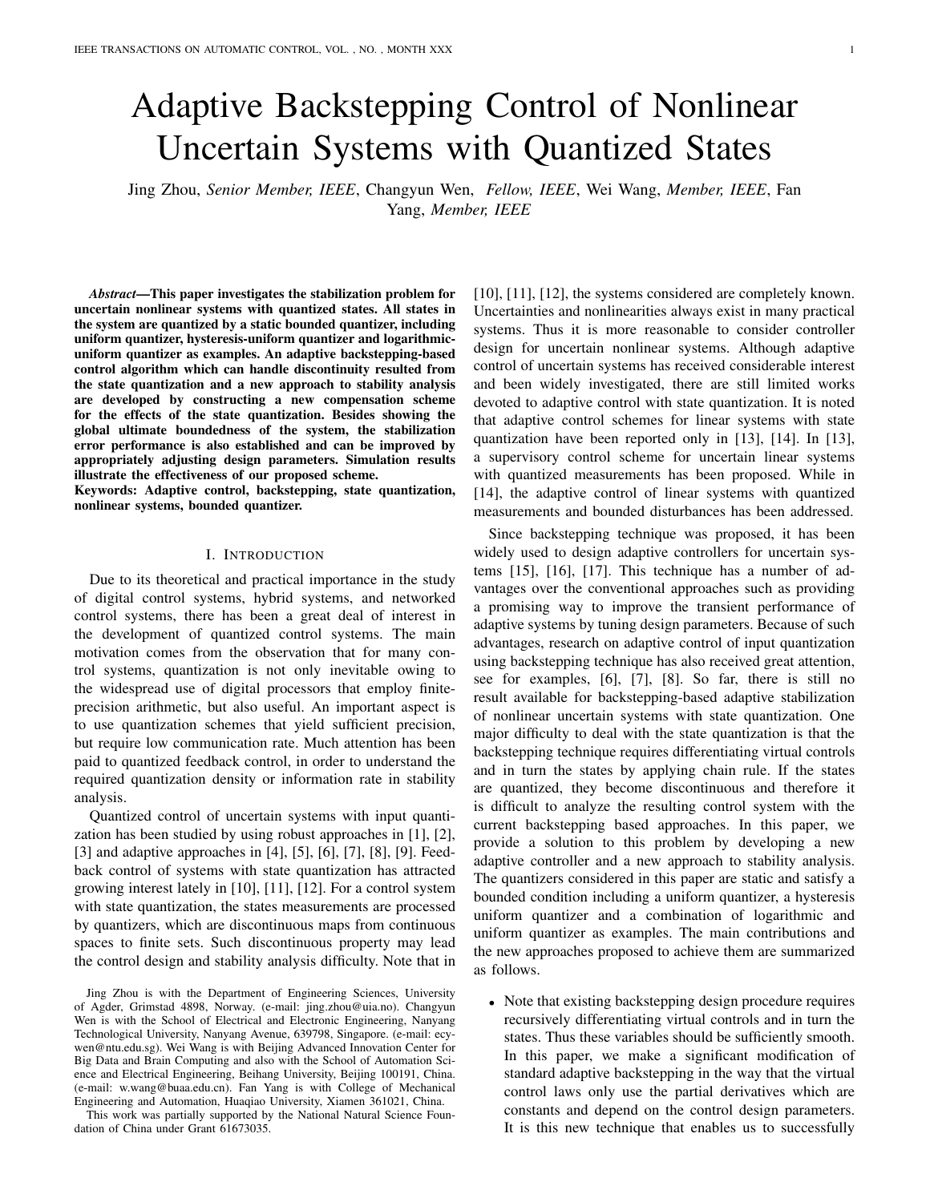# Adaptive Backstepping Control of Nonlinear Uncertain Systems with Quantized States

Jing Zhou, *Senior Member, IEEE*, Changyun Wen, *Fellow, IEEE*, Wei Wang, *Member, IEEE*, Fan Yang, *Member, IEEE*

***Abstract*—This paper investigates the stabilization problem for uncertain nonlinear systems with quantized states. All states in the system are quantized by a static bounded quantizer, including uniform quantizer, hysteresis-uniform quantizer and logarithmic-uniform quantizer as examples. An adaptive backstepping-based control algorithm which can handle discontinuity resulted from the state quantization and a new approach to stability analysis are developed by constructing a new compensation scheme for the effects of the state quantization. Besides showing the global ultimate boundedness of the system, the stabilization error performance is also established and can be improved by appropriately adjusting design parameters. Simulation results illustrate the effectiveness of our proposed scheme.**

**Keywords: Adaptive control, backstepping, state quantization, nonlinear systems, bounded quantizer.**

## I. Introduction

Due to its theoretical and practical importance in the study of digital control systems, hybrid systems, and networked control systems, there has been a great deal of interest in the development of quantized control systems. The main motivation comes from the observation that for many control systems, quantization is not only inevitable owing to the widespread use of digital processors that employ finite-precision arithmetic, but also useful. An important aspect is to use quantization schemes that yield sufficient precision, but require low communication rate. Much attention has been paid to quantized feedback control, in order to understand the required quantization density or information rate in stability analysis.

Quantized control of uncertain systems with input quantization has been studied by using robust approaches in [1], [2], [3] and adaptive approaches in [4], [5], [6], [7], [8], [9]. Feedback control of systems with state quantization has attracted growing interest lately in [10], [11], [12]. For a control system with state quantization, the states measurements are processed by quantizers, which are discontinuous maps from continuous spaces to finite sets. Such discontinuous property may lead the control design and stability analysis difficulty. Note that in [10], [11], [12], the systems considered are completely known. Uncertainties and nonlinearities always exist in many practical systems. Thus it is more reasonable to consider controller design for uncertain nonlinear systems. Although adaptive control of uncertain systems has received considerable interest and been widely investigated, there are still limited works devoted to adaptive control with state quantization. It is noted that adaptive control schemes for linear systems with state quantization have been reported only in [13], [14]. In [13], a supervisory control scheme for uncertain linear systems with quantized measurements has been proposed. While in [14], the adaptive control of linear systems with quantized measurements and bounded disturbances has been addressed.

Since backstepping technique was proposed, it has been widely used to design adaptive controllers for uncertain systems [15], [16], [17]. This technique has a number of advantages over the conventional approaches such as providing a promising way to improve the transient performance of adaptive systems by tuning design parameters. Because of such advantages, research on adaptive control of input quantization using backstepping technique has also received great attention, see for examples, [6], [7], [8]. So far, there is still no result available for backstepping-based adaptive stabilization of nonlinear uncertain systems with state quantization. One major difficulty to deal with the state quantization is that the backstepping technique requires differentiating virtual controls and in turn the states by applying chain rule. If the states are quantized, they become discontinuous and therefore it is difficult to analyze the resulting control system with the current backstepping based approaches. In this paper, we provide a solution to this problem by developing a new adaptive controller and a new approach to stability analysis. The quantizers considered in this paper are static and satisfy a bounded condition including a uniform quantizer, a hysteresis uniform quantizer and a combination of logarithmic and uniform quantizer as examples. The main contributions and the new approaches proposed to achieve them are summarized as follows.

- Note that existing backstepping design procedure requires recursively differentiating virtual controls and in turn the states. Thus these variables should be sufficiently smooth. In this paper, we make a significant modification of standard adaptive backstepping in the way that the virtual control laws only use the partial derivatives which are constants and depend on the control design parameters. It is this new technique that enables us to successfully

Jing Zhou is with the Department of Engineering Sciences, University of Agder, Grimstad 4898, Norway. (e-mail: jing.zhou@uia.no). Changyun Wen is with the School of Electrical and Electronic Engineering, Nanyang Technological University, Nanyang Avenue, 639798, Singapore. (e-mail: ecywen@ntu.edu.sg). Wei Wang is with Beijing Advanced Innovation Center for Big Data and Brain Computing and also with the School of Automation Science and Electrical Engineering, Beihang University, Beijing 100191, China. (e-mail: w.wang@buaa.edu.cn). Fan Yang is with College of Mechanical Engineering and Automation, Huaqiao University, Xiamen 361021, China.

This work was partially supported by the National Natural Science Foundation of China under Grant 61673035.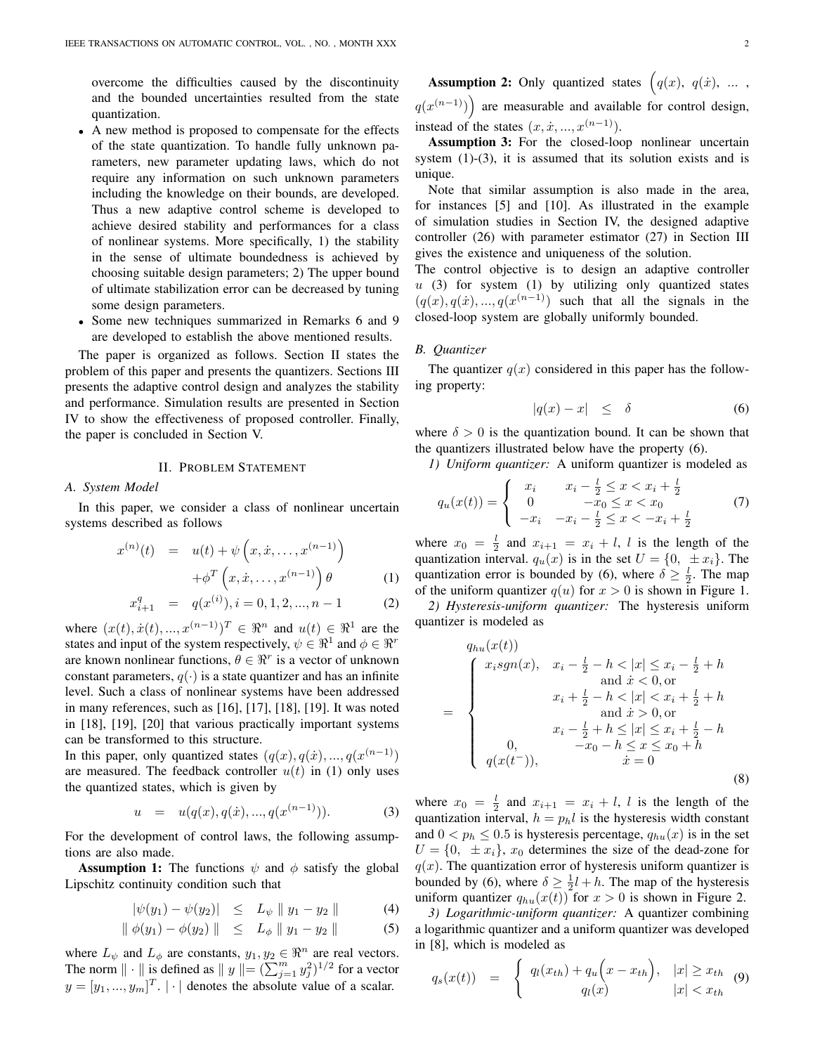overcome the difficulties caused by the discontinuity and the bounded uncertainties resulted from the state quantization.

- A new method is proposed to compensate for the effects of the state quantization. To handle fully unknown parameters, new parameter updating laws, which do not require any information on such unknown parameters including the knowledge on their bounds, are developed. Thus a new adaptive control scheme is developed to achieve desired stability and performances for a class of nonlinear systems. More specifically, 1) the stability in the sense of ultimate boundedness is achieved by choosing suitable design parameters; 2) The upper bound of ultimate stabilization error can be decreased by tuning some design parameters.
- Some new techniques summarized in Remarks 6 and 9 are developed to establish the above mentioned results.

The paper is organized as follows. Section II states the problem of this paper and presents the quantizers. Sections III presents the adaptive control design and analyzes the stability and performance. Simulation results are presented in Section IV to show the effectiveness of proposed controller. Finally, the paper is concluded in Section V.

## II. Problem Statement

### A. System Model

In this paper, we consider a class of nonlinear uncertain systems described as follows

$$x^{(n)}(t) = u(t) + \psi\left(x, \dot{x}, \ldots, x^{(n-1)}\right) + \phi^T\left(x, \dot{x}, \ldots, x^{(n-1)}\right)\theta \quad (1)$$

$$x_{i+1}^q = q(x^{(i)}), i = 0, 1, 2, ..., n-1 \quad (2)$$

where $(x(t), \dot{x}(t), ..., x^{(n-1)})^T \in \Re^n$ and $u(t) \in \Re^1$ are the states and input of the system respectively, $\psi \in \Re^1$ and $\phi \in \Re^r$ are known nonlinear functions, $\theta \in \Re^r$ is a vector of unknown constant parameters, $q(\cdot)$ is a state quantizer and has an infinite level. Such a class of nonlinear systems have been addressed in many references, such as [16], [17], [18], [19]. It was noted in [18], [19], [20] that various practically important systems can be transformed to this structure.

In this paper, only quantized states $(q(x), q(\dot{x}), ..., q(x^{(n-1)})$ are measured. The feedback controller $u(t)$ in (1) only uses the quantized states, which is given by

$$u = u(q(x), q(\dot{x}), ..., q(x^{(n-1)})). \quad (3)$$

For the development of control laws, the following assumptions are also made.

**Assumption 1:** The functions $\psi$ and $\phi$ satisfy the global Lipschitz continuity condition such that

$$|\psi(y_1) - \psi(y_2)| \leq L_\psi \parallel y_1 - y_2 \parallel \quad (4)$$

$$\parallel \phi(y_1) - \phi(y_2) \parallel \leq L_\phi \parallel y_1 - y_2 \parallel \quad (5)$$

where $L_\psi$ and $L_\phi$ are constants, $y_1, y_2 \in \Re^n$ are real vectors. The norm $\parallel \cdot \parallel$ is defined as $\parallel y \parallel = (\sum_{j=1}^m y_j^2)^{1/2}$ for a vector $y = [y_1, ..., y_m]^T$. $|\cdot|$ denotes the absolute value of a scalar.

**Assumption 2:** Only quantized states $\Big(q(x),\ q(\dot{x}),\ ...\ ,\ q(x^{(n-1)})\Big)$ are measurable and available for control design, instead of the states $(x, \dot{x}, ..., x^{(n-1)})$.

**Assumption 3:** For the closed-loop nonlinear uncertain system (1)-(3), it is assumed that its solution exists and is unique.

Note that similar assumption is also made in the area, for instances [5] and [10]. As illustrated in the example of simulation studies in Section IV, the designed adaptive controller (26) with parameter estimator (27) in Section III gives the existence and uniqueness of the solution.

The control objective is to design an adaptive controller $u$ (3) for system (1) by utilizing only quantized states $(q(x), q(\dot{x}), ..., q(x^{(n-1)})$ such that all the signals in the closed-loop system are globally uniformly bounded.

### B. Quantizer

The quantizer $q(x)$ considered in this paper has the following property:

$$|q(x) - x| \leq \delta \quad (6)$$

where $\delta > 0$ is the quantization bound. It can be shown that the quantizers illustrated below have the property (6).

*1) Uniform quantizer:* A uniform quantizer is modeled as

$$q_u(x(t)) = \begin{cases} x_i & x_i - \frac{l}{2} \leq x < x_i + \frac{l}{2} \\ 0 & -x_0 \leq x < x_0 \\ -x_i & -x_i - \frac{l}{2} \leq x < -x_i + \frac{l}{2} \end{cases} \quad (7)$$

where $x_0 = \frac{l}{2}$ and $x_{i+1} = x_i + l$, $l$ is the length of the quantization interval. $q_u(x)$ is in the set $U = \{0, \pm x_i\}$. The quantization error is bounded by (6), where $\delta \geq \frac{l}{2}$. The map of the uniform quantizer $q(u)$ for $x > 0$ is shown in Figure 1.

*2) Hysteresis-uniform quantizer:* The hysteresis uniform quantizer is modeled as

$$q_{hu}(x(t)) = \begin{cases} x_i sgn(x), & x_i - \frac{l}{2} - h < |x| \leq x_i - \frac{l}{2} + h \\ & \text{and } \dot{x} < 0, \text{or} \\ & x_i + \frac{l}{2} - h < |x| < x_i + \frac{l}{2} + h \\ & \text{and } \dot{x} > 0, \text{or} \\ & x_i - \frac{l}{2} + h \leq |x| \leq x_i + \frac{l}{2} - h \\ 0, & -x_0 - h \leq x \leq x_0 + h \\ q(x(t^-)), & \dot{x} = 0 \end{cases} \quad (8)$$

where $x_0 = \frac{l}{2}$ and $x_{i+1} = x_i + l$, $l$ is the length of the quantization interval, $h = p_h l$ is the hysteresis width constant and $0 < p_h \leq 0.5$ is hysteresis percentage, $q_{hu}(x)$ is in the set $U = \{0, \pm x_i\}$, $x_0$ determines the size of the dead-zone for $q(x)$. The quantization error of hysteresis uniform quantizer is bounded by (6), where $\delta \geq \frac{1}{2}l + h$. The map of the hysteresis uniform quantizer $q_{hu}(x(t))$ for $x > 0$ is shown in Figure 2.

*3) Logarithmic-uniform quantizer:* A quantizer combining a logarithmic quantizer and a uniform quantizer was developed in [8], which is modeled as

$$q_s(x(t)) = \begin{cases} q_l(x_{th}) + q_u\Big(x - x_{th}\Big), & |x| \geq x_{th} \\ q_l(x) & |x| < x_{th} \end{cases} \quad (9)$$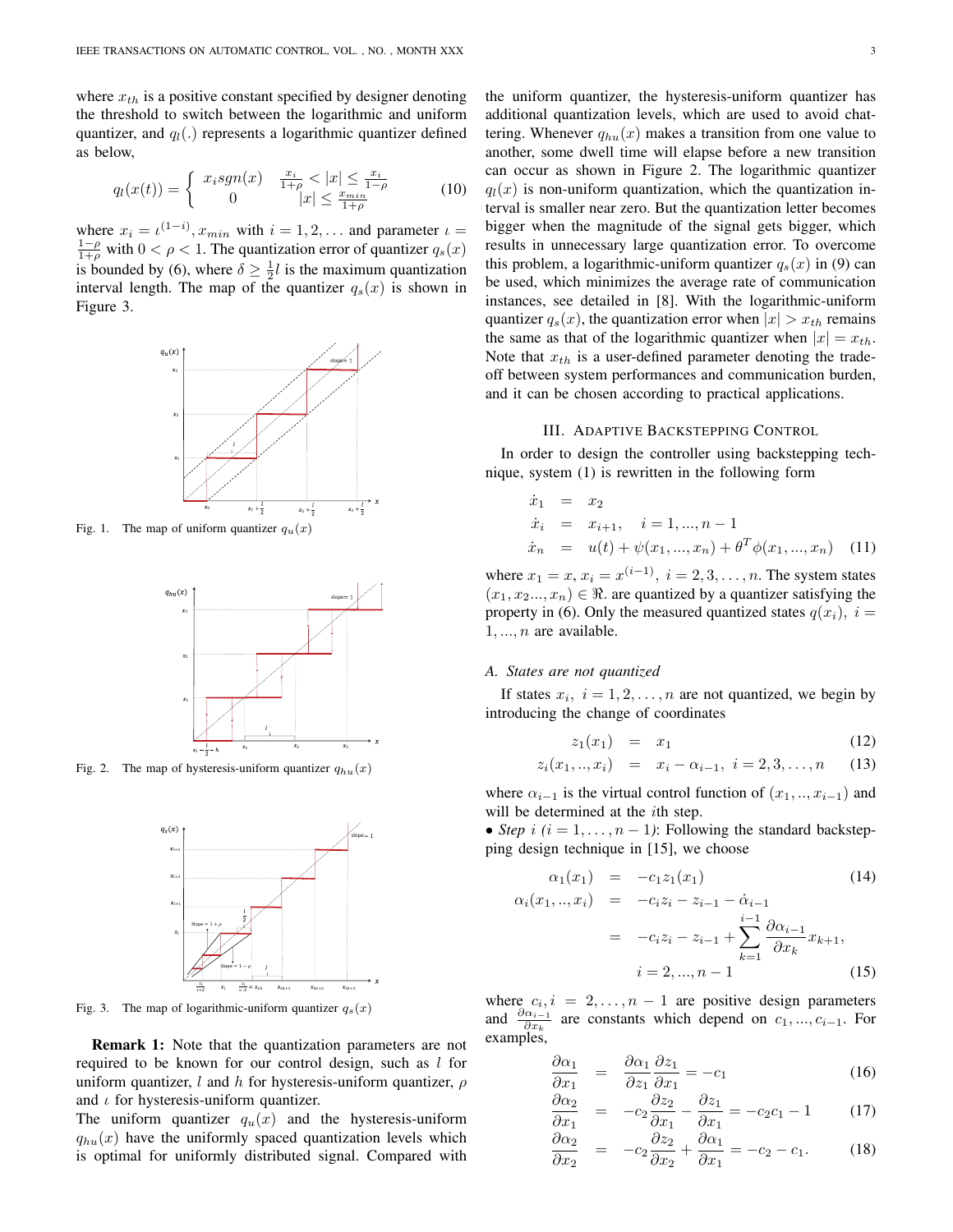where $x_{th}$ is a positive constant specified by designer denoting the threshold to switch between the logarithmic and uniform quantizer, and $q_l(.)$ represents a logarithmic quantizer defined as below,

$$q_l(x(t)) = \begin{cases} x_i sgn(x) & \frac{x_i}{1+\rho} < |x| \leq \frac{x_i}{1-\rho} \\ 0 & |x| \leq \frac{x_{min}}{1+\rho} \end{cases} \tag{10}$$

where $x_i = \iota^{(1-i)}, x_{min}$ with $i = 1, 2, \ldots$ and parameter $\iota = \frac{1-\rho}{1+\rho}$ with $0 < \rho < 1$. The quantization error of quantizer $q_s(x)$ is bounded by (6), where $\delta \geq \frac{1}{2}l$ is the maximum quantization interval length. The map of the quantizer $q_s(x)$ is shown in Figure 3.

Fig. 1. The map of uniform quantizer $q_u(x)$

Fig. 2. The map of hysteresis-uniform quantizer $q_{hu}(x)$

Fig. 3. The map of logarithmic-uniform quantizer $q_s(x)$

**Remark 1:** Note that the quantization parameters are not required to be known for our control design, such as $l$ for uniform quantizer, $l$ and $h$ for hysteresis-uniform quantizer, $\rho$ and $\iota$ for hysteresis-uniform quantizer.
The uniform quantizer $q_u(x)$ and the hysteresis-uniform $q_{hu}(x)$ have the uniformly spaced quantization levels which is optimal for uniformly distributed signal. Compared with the uniform quantizer, the hysteresis-uniform quantizer has additional quantization levels, which are used to avoid chattering. Whenever $q_{hu}(x)$ makes a transition from one value to another, some dwell time will elapse before a new transition can occur as shown in Figure 2. The logarithmic quantizer $q_l(x)$ is non-uniform quantization, which the quantization interval is smaller near zero. But the quantization letter becomes bigger when the magnitude of the signal gets bigger, which results in unnecessary large quantization error. To overcome this problem, a logarithmic-uniform quantizer $q_s(x)$ in (9) can be used, which minimizes the average rate of communication instances, see detailed in [8]. With the logarithmic-uniform quantizer $q_s(x)$, the quantization error when $|x| > x_{th}$ remains the same as that of the logarithmic quantizer when $|x| = x_{th}$. Note that $x_{th}$ is a user-defined parameter denoting the trade-off between system performances and communication burden, and it can be chosen according to practical applications.

## III. Adaptive Backstepping Control

In order to design the controller using backstepping technique, system (1) is rewritten in the following form

$$\begin{aligned} \dot{x}_1 &= x_2 \\ \dot{x}_i &= x_{i+1}, \quad i = 1, ..., n-1 \\ \dot{x}_n &= u(t) + \psi(x_1, ..., x_n) + \theta^T \phi(x_1, ..., x_n) \end{aligned} \tag{11}$$

where $x_1 = x, x_i = x^{(i-1)}, i = 2, 3, \ldots, n$. The system states $(x_1, x_2..., x_n) \in \Re$. are quantized by a quantizer satisfying the property in (6). Only the measured quantized states $q(x_i), i = 1, ..., n$ are available.

### A. States are not quantized

If states $x_i, i = 1, 2, \ldots, n$ are not quantized, we begin by introducing the change of coordinates

$$z_1(x_1) = x_1 \tag{12}$$

$$z_i(x_1, .., x_i) = x_i - \alpha_{i-1}, \ i = 2, 3, \ldots, n \tag{13}$$

where $\alpha_{i-1}$ is the virtual control function of $(x_1, .., x_{i-1})$ and will be determined at the $i$th step.

• *Step i* ($i = 1, \ldots, n-1$): Following the standard backstepping design technique in [15], we choose

$$\alpha_1(x_1) = -c_1 z_1(x_1) \tag{14}$$

$$\begin{aligned} \alpha_i(x_1, .., x_i) &= -c_i z_i - z_{i-1} - \dot{\alpha}_{i-1} \\ &= -c_i z_i - z_{i-1} + \sum_{k=1}^{i-1} \frac{\partial \alpha_{i-1}}{\partial x_k} x_{k+1}, \\ & \quad i = 2, ..., n-1 \end{aligned} \tag{15}$$

where $c_i, i = 2, \ldots, n-1$ are positive design parameters and $\frac{\partial \alpha_{i-1}}{\partial x_k}$ are constants which depend on $c_1, ..., c_{i-1}$. For examples,

$$\frac{\partial \alpha_1}{\partial x_1} = \frac{\partial \alpha_1}{\partial z_1} \frac{\partial z_1}{\partial x_1} = -c_1 \tag{16}$$

$$\frac{\partial \alpha_2}{\partial x_1} = -c_2 \frac{\partial z_2}{\partial x_1} - \frac{\partial z_1}{\partial x_1} = -c_2 c_1 - 1 \tag{17}$$

$$\frac{\partial \alpha_2}{\partial x_2} = -c_2 \frac{\partial z_2}{\partial x_2} + \frac{\partial \alpha_1}{\partial x_1} = -c_2 - c_1. \tag{18}$$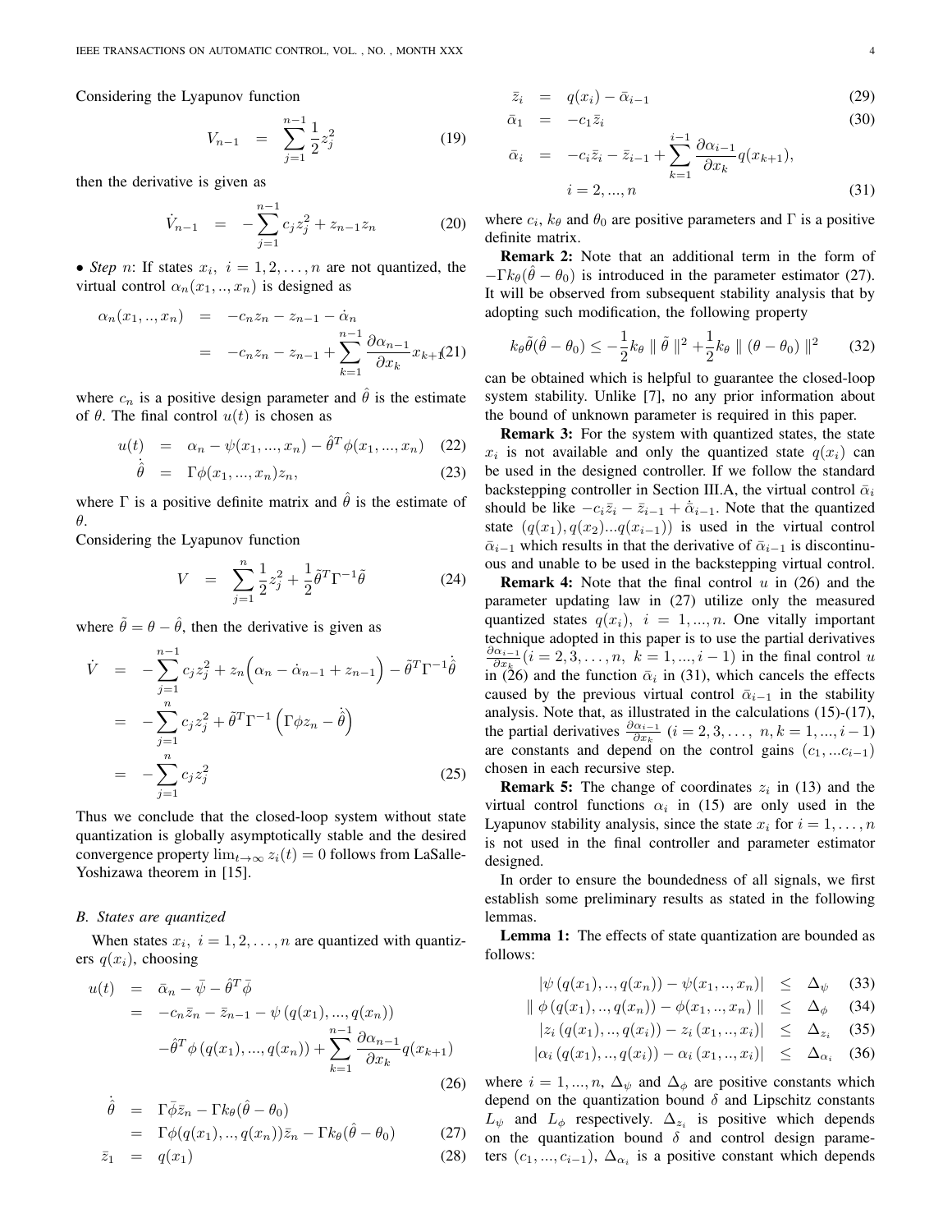Considering the Lyapunov function

$$V_{n-1} = \sum_{j=1}^{n-1} \frac{1}{2} z_j^2 \tag{19}$$

then the derivative is given as

$$\dot{V}_{n-1} = -\sum_{j=1}^{n-1} c_j z_j^2 + z_{n-1} z_n \tag{20}$$

• *Step* $n$: If states $x_i,\ i = 1, 2, \ldots, n$ are not quantized, the virtual control $\alpha_n(x_1, .., x_n)$ is designed as

$$\begin{aligned}
\alpha_n(x_1, .., x_n) &= -c_n z_n - z_{n-1} - \dot{\alpha}_n \\
&= -c_n z_n - z_{n-1} + \sum_{k=1}^{n-1} \frac{\partial \alpha_{n-1}}{\partial x_k} x_{k+1}
\end{aligned} \tag{21}$$

where $c_n$ is a positive design parameter and $\hat{\theta}$ is the estimate of $\theta$. The final control $u(t)$ is chosen as

$$u(t) = \alpha_n - \psi(x_1, ..., x_n) - \hat{\theta}^T \phi(x_1, ..., x_n) \tag{22}$$

$$\dot{\hat{\theta}} = \Gamma \phi(x_1, ..., x_n) z_n, \tag{23}$$

where $\Gamma$ is a positive definite matrix and $\hat{\theta}$ is the estimate of $\theta$.

Considering the Lyapunov function

$$V = \sum_{j=1}^{n} \frac{1}{2} z_j^2 + \frac{1}{2} \tilde{\theta}^T \Gamma^{-1} \tilde{\theta} \tag{24}$$

where $\tilde{\theta} = \theta - \hat{\theta}$, then the derivative is given as

$$\begin{aligned}
\dot{V} &= -\sum_{j=1}^{n-1} c_j z_j^2 + z_n \Big( \alpha_n - \dot{\alpha}_{n-1} + z_{n-1} \Big) - \tilde{\theta}^T \Gamma^{-1} \dot{\hat{\theta}} \\
&= -\sum_{j=1}^{n} c_j z_j^2 + \tilde{\theta}^T \Gamma^{-1} \Big( \Gamma \phi z_n - \dot{\hat{\theta}} \Big) \\
&= -\sum_{j=1}^{n} c_j z_j^2
\end{aligned} \tag{25}$$

Thus we conclude that the closed-loop system without state quantization is globally asymptotically stable and the desired convergence property $\lim_{t \to \infty} z_i(t) = 0$ follows from LaSalle-Yoshizawa theorem in [15].

### B. States are quantized

When states $x_i,\ i = 1, 2, \ldots, n$ are quantized with quantizers $q(x_i)$, choosing

$$\begin{aligned}
u(t) &= \bar{\alpha}_n - \bar{\psi} - \hat{\theta}^T \bar{\phi} \\
&= -c_n \bar{z}_n - \bar{z}_{n-1} - \psi\left(q(x_1), ..., q(x_n)\right) \\
&\quad - \hat{\theta}^T \phi\left(q(x_1), ..., q(x_n)\right) + \sum_{k=1}^{n-1} \frac{\partial \alpha_{n-1}}{\partial x_k} q(x_{k+1})
\end{aligned} \tag{26}$$

$$\begin{aligned}
\dot{\hat{\theta}} &= \Gamma \bar{\phi} \bar{z}_n - \Gamma k_\theta (\hat{\theta} - \theta_0) \\
&= \Gamma \phi(q(x_1), .., q(x_n)) \bar{z}_n - \Gamma k_\theta (\hat{\theta} - \theta_0)
\end{aligned} \tag{27}$$

$$\bar{z}_1 = q(x_1) \tag{28}$$

$$\bar{z}_i = q(x_i) - \bar{\alpha}_{i-1} \tag{29}$$

$$\bar{\alpha}_1 = -c_1 \bar{z}_1 \tag{30}$$

$$\bar{\alpha}_i = -c_i \bar{z}_i - \bar{z}_{i-1} + \sum_{k=1}^{i-1} \frac{\partial \alpha_{i-1}}{\partial x_k} q(x_{k+1}), \quad i = 2, ..., n \tag{31}$$

where $c_i$, $k_\theta$ and $\theta_0$ are positive parameters and $\Gamma$ is a positive definite matrix.

**Remark 2:** Note that an additional term in the form of $-\Gamma k_\theta (\hat{\theta} - \theta_0)$ is introduced in the parameter estimator (27). It will be observed from subsequent stability analysis that by adopting such modification, the following property

$$k_\theta \tilde{\theta} (\hat{\theta} - \theta_0) \leq -\frac{1}{2} k_\theta \parallel \tilde{\theta} \parallel^2 + \frac{1}{2} k_\theta \parallel (\theta - \theta_0) \parallel^2 \tag{32}$$

can be obtained which is helpful to guarantee the closed-loop system stability. Unlike [7], no any prior information about the bound of unknown parameter is required in this paper.

**Remark 3:** For the system with quantized states, the state $x_i$ is not available and only the quantized state $q(x_i)$ can be used in the designed controller. If we follow the standard backstepping controller in Section III.A, the virtual control $\bar{\alpha}_i$ should be like $-c_i \bar{z}_i - \bar{z}_{i-1} + \dot{\bar{\alpha}}_{i-1}$. Note that the quantized state $(q(x_1), q(x_2) ... q(x_{i-1}))$ is used in the virtual control $\bar{\alpha}_{i-1}$ which results in that the derivative of $\bar{\alpha}_{i-1}$ is discontinuous and unable to be used in the backstepping virtual control.

**Remark 4:** Note that the final control $u$ in (26) and the parameter updating law in (27) utilize only the measured quantized states $q(x_i),\ i = 1, ..., n$. One vitally important technique adopted in this paper is to use the partial derivatives $\frac{\partial \alpha_{i-1}}{\partial x_k} (i = 2, 3, \ldots, n,\ k = 1, ..., i-1)$ in the final control $u$ in (26) and the function $\bar{\alpha}_i$ in (31), which cancels the effects caused by the previous virtual control $\bar{\alpha}_{i-1}$ in the stability analysis. Note that, as illustrated in the calculations (15)-(17), the partial derivatives $\frac{\partial \alpha_{i-1}}{\partial x_k}$ $(i = 2, 3, \ldots,\ n, k = 1, ..., i-1)$ are constants and depend on the control gains $(c_1, ... c_{i-1})$ chosen in each recursive step.

**Remark 5:** The change of coordinates $z_i$ in (13) and the virtual control functions $\alpha_i$ in (15) are only used in the Lyapunov stability analysis, since the state $x_i$ for $i = 1, \ldots, n$ is not used in the final controller and parameter estimator designed.

In order to ensure the boundedness of all signals, we first establish some preliminary results as stated in the following lemmas.

**Lemma 1:** The effects of state quantization are bounded as follows:

$$|\psi\left(q(x_1), .., q(x_n)\right) - \psi(x_1, .., x_n)| \leq \Delta_\psi \tag{33}$$

$$\parallel \phi\left(q(x_1), .., q(x_n)\right) - \phi(x_1, .., x_n) \parallel \leq \Delta_\phi \tag{34}$$

$$|z_i\left(q(x_1), .., q(x_i)\right) - z_i\left(x_1, .., x_i\right)| \leq \Delta_{z_i} \tag{35}$$

$$|\alpha_i\left(q(x_1), .., q(x_i)\right) - \alpha_i\left(x_1, .., x_i\right)| \leq \Delta_{\alpha_i} \tag{36}$$

where $i = 1, ..., n$, $\Delta_\psi$ and $\Delta_\phi$ are positive constants which depend on the quantization bound $\delta$ and Lipschitz constants $L_\psi$ and $L_\phi$ respectively. $\Delta_{z_i}$ is positive which depends on the quantization bound $\delta$ and control design parameters $(c_1, ..., c_{i-1})$, $\Delta_{\alpha_i}$ is a positive constant which depends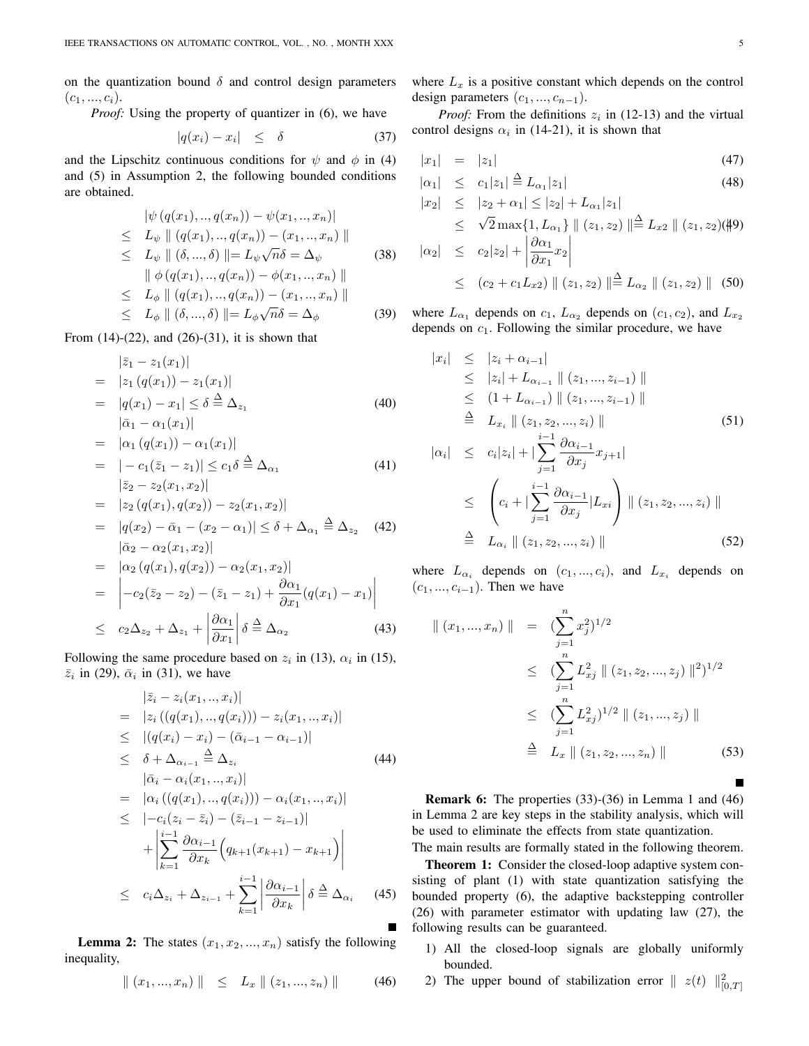on the quantization bound $\delta$ and control design parameters $(c_1, ..., c_i)$.

*Proof:* Using the property of quantizer in (6), we have

$$|q(x_i) - x_i| \quad \leq \quad \delta \tag{37}$$

and the Lipschitz continuous conditions for $\psi$ and $\phi$ in (4) and (5) in Assumption 2, the following bounded conditions are obtained.

$$\begin{aligned}
& |\psi\left(q(x_1), .., q(x_n)\right) - \psi(x_1, .., x_n)| \\
\leq \quad & L_\psi \parallel (q(x_1), .., q(x_n)) - (x_1, .., x_n) \parallel \\
\leq \quad & L_\psi \parallel (\delta, ..., \delta) \parallel = L_\psi \sqrt{n}\delta = \Delta_\psi
\end{aligned} \tag{38}$$

$$\begin{aligned}
& \parallel \phi\left(q(x_1), .., q(x_n)\right) - \phi(x_1, .., x_n) \parallel \\
\leq \quad & L_\phi \parallel (q(x_1), .., q(x_n)) - (x_1, .., x_n) \parallel \\
\leq \quad & L_\phi \parallel (\delta, ..., \delta) \parallel = L_\phi \sqrt{n}\delta = \Delta_\phi
\end{aligned} \tag{39}$$

From (14)-(22), and (26)-(31), it is shown that

$$\begin{aligned}
& |\bar{z}_1 - z_1(x_1)| \\
= \quad & |z_1\left(q(x_1)\right) - z_1(x_1)| \\
= \quad & |q(x_1) - x_1| \leq \delta \triangleq \Delta_{z_1}
\end{aligned} \tag{40}$$

$$\begin{aligned}
& |\bar{\alpha}_1 - \alpha_1(x_1)| \\
= \quad & |\alpha_1\left(q(x_1)\right) - \alpha_1(x_1)| \\
= \quad & | - c_1(\bar{z}_1 - z_1)| \leq c_1\delta \triangleq \Delta_{\alpha_1}
\end{aligned} \tag{41}$$

$$\begin{aligned}
& |\bar{z}_2 - z_2(x_1, x_2)| \\
= \quad & |z_2\left(q(x_1), q(x_2)\right) - z_2(x_1, x_2)| \\
= \quad & |q(x_2) - \bar{\alpha}_1 - (x_2 - \alpha_1)| \leq \delta + \Delta_{\alpha_1} \triangleq \Delta_{z_2}
\end{aligned} \tag{42}$$

$$\begin{aligned}
& |\bar{\alpha}_2 - \alpha_2(x_1, x_2)| \\
= \quad & |\alpha_2\left(q(x_1), q(x_2)\right) - \alpha_2(x_1, x_2)| \\
= \quad & \left| -c_2(\bar{z}_2 - z_2) - (\bar{z}_1 - z_1) + \frac{\partial \alpha_1}{\partial x_1}(q(x_1) - x_1) \right| \\
\leq \quad & c_2\Delta_{z_2} + \Delta_{z_1} + \left|\frac{\partial \alpha_1}{\partial x_1}\right| \delta \triangleq \Delta_{\alpha_2}
\end{aligned} \tag{43}$$

Following the same procedure based on $z_i$ in (13), $\alpha_i$ in (15), $\bar{z}_i$ in (29), $\bar{\alpha}_i$ in (31), we have

$$\begin{aligned}
& |\bar{z}_i - z_i(x_1, .., x_i)| \\
= \quad & |z_i\left((q(x_1), .., q(x_i))\right) - z_i(x_1, .., x_i)| \\
\leq \quad & |(q(x_i) - x_i) - (\bar{\alpha}_{i-1} - \alpha_{i-1})| \\
\leq \quad & \delta + \Delta_{\alpha_{i-1}} \triangleq \Delta_{z_i}
\end{aligned} \tag{44}$$

$$\begin{aligned}
& |\bar{\alpha}_i - \alpha_i(x_1, .., x_i)| \\
= \quad & |\alpha_i\left((q(x_1), .., q(x_i))\right) - \alpha_i(x_1, .., x_i)| \\
\leq \quad & |-c_i(z_i - \bar{z}_i) - (\bar{z}_{i-1} - z_{i-1})| \\
& + \left| \sum_{k=1}^{i-1} \frac{\partial \alpha_{i-1}}{\partial x_k}\Big(q_{k+1}(x_{k+1}) - x_{k+1}\Big) \right| \\
\leq \quad & c_i\Delta_{z_i} + \Delta_{z_{i-1}} + \sum_{k=1}^{i-1} \left|\frac{\partial \alpha_{i-1}}{\partial x_k}\right| \delta \triangleq \Delta_{\alpha_i}
\end{aligned} \tag{45}$$

∎

**Lemma 2:** The states $(x_1, x_2, ..., x_n)$ satisfy the following inequality,

$$\parallel (x_1, ..., x_n) \parallel \quad \leq \quad L_x \parallel (z_1, ..., z_n) \parallel \tag{46}$$

where $L_x$ is a positive constant which depends on the control design parameters $(c_1, ..., c_{n-1})$.

*Proof:* From the definitions $z_i$ in (12-13) and the virtual control designs $\alpha_i$ in (14-21), it is shown that

$$|x_1| \quad = \quad |z_1| \tag{47}$$

$$|\alpha_1| \quad \leq \quad c_1|z_1| \triangleq L_{\alpha_1}|z_1| \tag{48}$$

$$\begin{aligned}
|x_2| \quad \leq \quad & |z_2 + \alpha_1| \leq |z_2| + L_{\alpha_1}|z_1| \\
\leq \quad & \sqrt{2}\max\{1, L_{\alpha_1}\} \parallel (z_1, z_2) \parallel \triangleq L_{x2} \parallel (z_1, z_2) \parallel
\end{aligned} \tag{49}$$

$$\begin{aligned}
|\alpha_2| \quad \leq \quad & c_2|z_2| + \left|\frac{\partial \alpha_1}{\partial x_1}x_2\right| \\
\leq \quad & (c_2 + c_1 L_{x2}) \parallel (z_1, z_2) \parallel \triangleq L_{\alpha_2} \parallel (z_1, z_2) \parallel
\end{aligned} \tag{50}$$

where $L_{\alpha_1}$ depends on $c_1$, $L_{\alpha_2}$ depends on $(c_1, c_2)$, and $L_{x_2}$ depends on $c_1$. Following the similar procedure, we have

$$\begin{aligned}
|x_i| \quad \leq \quad & |z_i + \alpha_{i-1}| \\
\leq \quad & |z_i| + L_{\alpha_{i-1}} \parallel (z_1, ..., z_{i-1}) \parallel \\
\leq \quad & (1 + L_{\alpha_{i-1}}) \parallel (z_1, ..., z_{i-1}) \parallel \\
\triangleq \quad & L_{x_i} \parallel (z_1, z_2, ..., z_i) \parallel
\end{aligned} \tag{51}$$

$$\begin{aligned}
|\alpha_i| \quad \leq \quad & c_i|z_i| + |\sum_{j=1}^{i-1} \frac{\partial \alpha_{i-1}}{\partial x_j}x_{j+1}| \\
\leq \quad & \left(c_i + |\sum_{j=1}^{i-1} \frac{\partial \alpha_{i-1}}{\partial x_j}| L_{xi}\right) \parallel (z_1, z_2, ..., z_i) \parallel \\
\triangleq \quad & L_{\alpha_i} \parallel (z_1, z_2, ..., z_i) \parallel
\end{aligned} \tag{52}$$

where $L_{\alpha_i}$ depends on $(c_1, ..., c_i)$, and $L_{x_i}$ depends on $(c_1, ..., c_{i-1})$. Then we have

$$\begin{aligned}
\parallel (x_1, ..., x_n) \parallel \quad = \quad & (\sum_{j=1}^{n} x_j^2)^{1/2} \\
\leq \quad & (\sum_{j=1}^{n} L_{xj}^2 \parallel (z_1, z_2, ..., z_j) \parallel^2)^{1/2} \\
\leq \quad & (\sum_{j=1}^{n} L_{xj}^2)^{1/2} \parallel (z_1, ..., z_j) \parallel \\
\triangleq \quad & L_x \parallel (z_1, z_2, ..., z_n) \parallel
\end{aligned} \tag{53}$$

∎

**Remark 6:** The properties (33)-(36) in Lemma 1 and (46) in Lemma 2 are key steps in the stability analysis, which will be used to eliminate the effects from state quantization.

The main results are formally stated in the following theorem.

**Theorem 1:** Consider the closed-loop adaptive system consisting of plant (1) with state quantization satisfying the bounded property (6), the adaptive backstepping controller (26) with parameter estimator with updating law (27), the following results can be guaranteed.

1) All the closed-loop signals are globally uniformly bounded.
2) The upper bound of stabilization error $\parallel z(t) \parallel^2_{[0,T]}$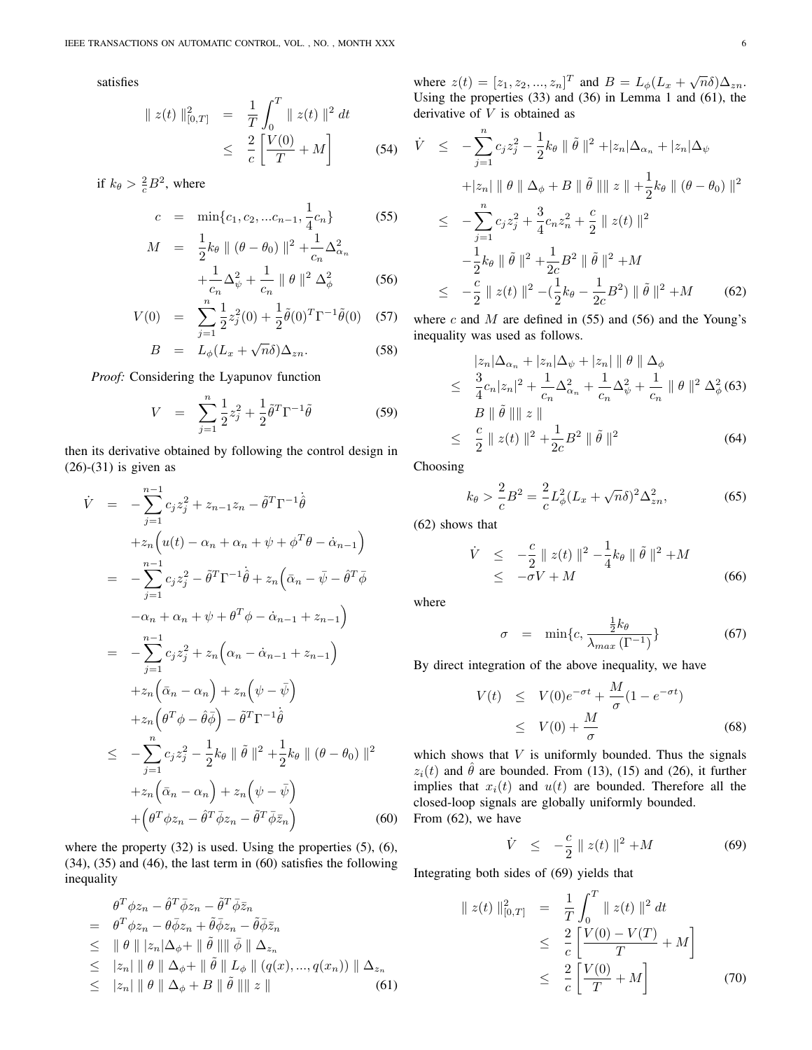satisfies

$$
\begin{aligned}
\| z(t) \|_{[0,T]}^2 &= \frac{1}{T}\int_0^T \| z(t) \|^2 \, dt \\
&\leq \frac{2}{c}\left[\frac{V(0)}{T} + M\right] \qquad (54)
\end{aligned}
$$

if $k_\theta > \frac{2}{c}B^2$, where

$$
\begin{aligned}
c &= \min\{c_1, c_2, ...c_{n-1}, \frac{1}{4}c_n\} \qquad (55)\\
M &= \frac{1}{2}k_\theta \| (\theta - \theta_0) \|^2 + \frac{1}{c_n}\Delta_{\alpha_n}^2 \\
&\quad + \frac{1}{c_n}\Delta_\psi^2 + \frac{1}{c_n} \| \theta \|^2 \Delta_\phi^2 \qquad (56)\\
V(0) &= \sum_{j=1}^{n} \frac{1}{2} z_j^2(0) + \frac{1}{2}\tilde{\theta}(0)^T \Gamma^{-1} \tilde{\theta}(0) \qquad (57)\\
B &= L_\phi (L_x + \sqrt{n}\delta)\Delta_{zn}. \qquad (58)
\end{aligned}
$$

*Proof:* Considering the Lyapunov function

$$
V = \sum_{j=1}^{n} \frac{1}{2} z_j^2 + \frac{1}{2}\tilde{\theta}^T \Gamma^{-1} \tilde{\theta} \qquad (59)
$$

then its derivative obtained by following the control design in (26)-(31) is given as

$$
\begin{aligned}
\dot{V} &= -\sum_{j=1}^{n-1} c_j z_j^2 + z_{n-1} z_n - \tilde{\theta}^T \Gamma^{-1} \dot{\hat{\theta}} \\
&\quad + z_n \Big( u(t) - \alpha_n + \alpha_n + \psi + \phi^T \theta - \dot{\alpha}_{n-1} \Big) \\
&= -\sum_{j=1}^{n-1} c_j z_j^2 - \tilde{\theta}^T \Gamma^{-1} \dot{\hat{\theta}} + z_n \Big( \bar{\alpha}_n - \bar{\psi} - \hat{\theta}^T \bar{\phi} \\
&\quad - \alpha_n + \alpha_n + \psi + \theta^T \phi - \dot{\alpha}_{n-1} + z_{n-1} \Big) \\
&= -\sum_{j=1}^{n-1} c_j z_j^2 + z_n \Big( \alpha_n - \dot{\alpha}_{n-1} + z_{n-1} \Big) \\
&\quad + z_n \Big( \bar{\alpha}_n - \alpha_n \Big) + z_n \Big( \psi - \bar{\psi} \Big) \\
&\quad + z_n \Big( \theta^T \phi - \hat{\theta} \bar{\phi} \Big) - \tilde{\theta}^T \Gamma^{-1} \dot{\hat{\theta}} \\
&\leq -\sum_{j=1}^{n} c_j z_j^2 - \frac{1}{2} k_\theta \| \tilde{\theta} \|^2 + \frac{1}{2} k_\theta \| (\theta - \theta_0) \|^2 \\
&\quad + z_n \Big( \bar{\alpha}_n - \alpha_n \Big) + z_n \Big( \psi - \bar{\psi} \Big) \\
&\quad + \Big( \theta^T \phi z_n - \hat{\theta}^T \bar{\phi} z_n - \tilde{\theta}^T \bar{\phi} \bar{z}_n \Big) \qquad (60)
\end{aligned}
$$

where the property (32) is used. Using the properties (5), (6), (34), (35) and (46), the last term in (60) satisfies the following inequality

$$
\begin{aligned}
& \theta^T \phi z_n - \hat{\theta}^T \bar{\phi} z_n - \tilde{\theta}^T \bar{\phi} \bar{z}_n \\
= \ & \theta^T \phi z_n - \theta \bar{\phi} z_n + \tilde{\theta} \bar{\phi} z_n - \tilde{\theta} \bar{\phi} \bar{z}_n \\
\leq \ & \| \theta \| |z_n| \Delta_\phi + \| \tilde{\theta} \| \| \bar{\phi} \| \Delta_{z_n} \\
\leq \ & |z_n| \| \theta \| \Delta_\phi + \| \tilde{\theta} \| L_\phi \| (q(x), ..., q(x_n)) \| \Delta_{z_n} \\
\leq \ & |z_n| \| \theta \| \Delta_\phi + B \| \tilde{\theta} \| \| z \| \qquad (61)
\end{aligned}
$$

where $z(t) = [z_1, z_2, ..., z_n]^T$ and $B = L_\phi (L_x + \sqrt{n}\delta)\Delta_{zn}$. Using the properties (33) and (36) in Lemma 1 and (61), the derivative of $V$ is obtained as

$$
\begin{aligned}
\dot{V} &\leq -\sum_{j=1}^{n} c_j z_j^2 - \frac{1}{2} k_\theta \| \tilde{\theta} \|^2 + |z_n| \Delta_{\alpha_n} + |z_n| \Delta_\psi \\
&\quad + |z_n| \| \theta \| \Delta_\phi + B \| \tilde{\theta} \| \| z \| + \frac{1}{2} k_\theta \| (\theta - \theta_0) \|^2 \\
&\leq -\sum_{j=1}^{n} c_j z_j^2 + \frac{3}{4} c_n z_n^2 + \frac{c}{2} \| z(t) \|^2 \\
&\quad - \frac{1}{2} k_\theta \| \tilde{\theta} \|^2 + \frac{1}{2c} B^2 \| \tilde{\theta} \|^2 + M \\
&\leq -\frac{c}{2} \| z(t) \|^2 - (\frac{1}{2} k_\theta - \frac{1}{2c} B^2) \| \tilde{\theta} \|^2 + M \qquad (62)
\end{aligned}
$$

where $c$ and $M$ are defined in (55) and (56) and the Young's inequality was used as follows.

$$
\begin{aligned}
& |z_n| \Delta_{\alpha_n} + |z_n| \Delta_\psi + |z_n| \| \theta \| \Delta_\phi \\
\leq \ & \frac{3}{4} c_n |z_n|^2 + \frac{1}{c_n} \Delta_{\alpha_n}^2 + \frac{1}{c_n} \Delta_\psi^2 + \frac{1}{c_n} \| \theta \|^2 \Delta_\phi^2 \qquad (63)\\
& B \| \tilde{\theta} \| \| z \| \\
\leq \ & \frac{c}{2} \| z(t) \|^2 + \frac{1}{2c} B^2 \| \tilde{\theta} \|^2 \qquad (64)
\end{aligned}
$$

Choosing

$$
k_\theta > \frac{2}{c} B^2 = \frac{2}{c} L_\phi^2 (L_x + \sqrt{n}\delta)^2 \Delta_{zn}^2, \qquad (65)
$$

(62) shows that

$$
\begin{aligned}
\dot{V} &\leq -\frac{c}{2} \| z(t) \|^2 - \frac{1}{4} k_\theta \| \tilde{\theta} \|^2 + M \\
&\leq -\sigma V + M \qquad (66)
\end{aligned}
$$

where

$$
\sigma = \min\{c, \frac{\frac{1}{2} k_\theta}{\lambda_{max}(\Gamma^{-1})}\} \qquad (67)
$$

By direct integration of the above inequality, we have

$$
\begin{aligned}
V(t) &\leq V(0) e^{-\sigma t} + \frac{M}{\sigma}(1 - e^{-\sigma t}) \\
&\leq V(0) + \frac{M}{\sigma} \qquad (68)
\end{aligned}
$$

which shows that $V$ is uniformly bounded. Thus the signals $z_i(t)$ and $\hat{\theta}$ are bounded. From (13), (15) and (26), it further implies that $x_i(t)$ and $u(t)$ are bounded. Therefore all the closed-loop signals are globally uniformly bounded.
From (62), we have

$$
\dot{V} \leq -\frac{c}{2} \| z(t) \|^2 + M \qquad (69)
$$

Integrating both sides of (69) yields that

$$
\begin{aligned}
\| z(t) \|_{[0,T]}^2 &= \frac{1}{T}\int_0^T \| z(t) \|^2 \, dt \\
&\leq \frac{2}{c}\left[\frac{V(0) - V(T)}{T} + M\right] \\
&\leq \frac{2}{c}\left[\frac{V(0)}{T} + M\right] \qquad (70)
\end{aligned}
$$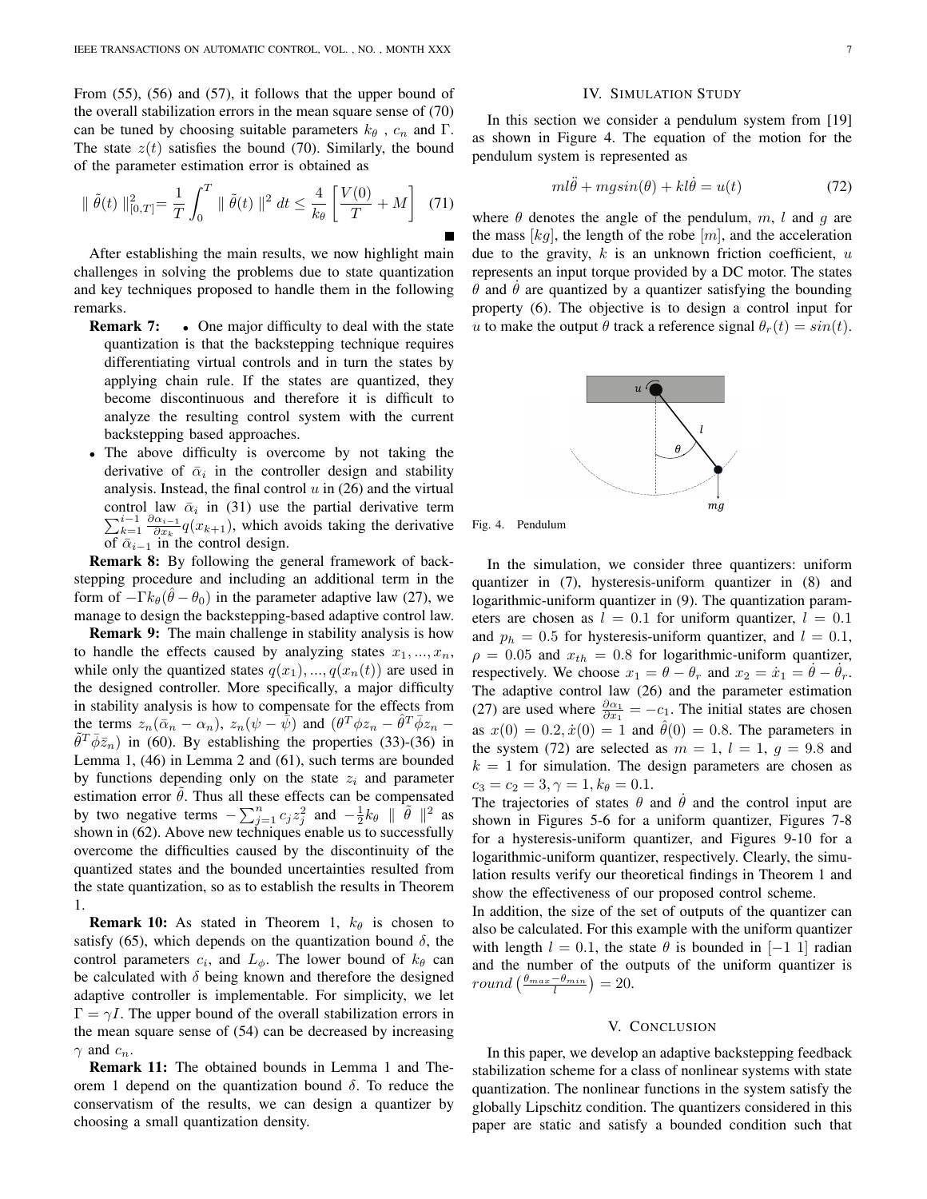From (55), (56) and (57), it follows that the upper bound of the overall stabilization errors in the mean square sense of (70) can be tuned by choosing suitable parameters $k_\theta$ , $c_n$ and $\Gamma$. The state $z(t)$ satisfies the bound (70). Similarly, the bound of the parameter estimation error is obtained as

$$\| \tilde{\theta}(t) \|^2_{[0,T]} = \frac{1}{T}\int_0^T \| \tilde{\theta}(t) \|^2 \, dt \leq \frac{4}{k_\theta}\left[\frac{V(0)}{T} + M\right] \quad (71)$$

∎

After establishing the main results, we now highlight main challenges in solving the problems due to state quantization and key techniques proposed to handle them in the following remarks.

**Remark 7:**
- One major difficulty to deal with the state quantization is that the backstepping technique requires differentiating virtual controls and in turn the states by applying chain rule. If the states are quantized, they become discontinuous and therefore it is difficult to analyze the resulting control system with the current backstepping based approaches.
- The above difficulty is overcome by not taking the derivative of $\bar{\alpha}_i$ in the controller design and stability analysis. Instead, the final control $u$ in (26) and the virtual control law $\bar{\alpha}_i$ in (31) use the partial derivative term $\sum_{k=1}^{i-1} \frac{\partial \alpha_{i-1}}{\partial x_k} q(x_{k+1})$, which avoids taking the derivative of $\bar{\alpha}_{i-1}$ in the control design.

**Remark 8:** By following the general framework of backstepping procedure and including an additional term in the form of $-\Gamma k_\theta(\hat{\theta} - \theta_0)$ in the parameter adaptive law (27), we manage to design the backstepping-based adaptive control law.

**Remark 9:** The main challenge in stability analysis is how to handle the effects caused by analyzing states $x_1, ..., x_n$, while only the quantized states $q(x_1), ..., q(x_n(t))$ are used in the designed controller. More specifically, a major difficulty in stability analysis is how to compensate for the effects from the terms $z_n(\bar{\alpha}_n - \alpha_n)$, $z_n(\psi - \bar{\psi})$ and $(\theta^T \phi z_n - \hat{\theta}^T \bar{\phi} z_n - \tilde{\theta}^T \bar{\phi} \bar{z}_n)$ in (60). By establishing the properties (33)-(36) in Lemma 1, (46) in Lemma 2 and (61), such terms are bounded by functions depending only on the state $z_i$ and parameter estimation error $\tilde{\theta}$. Thus all these effects can be compensated by two negative terms $-\sum_{j=1}^{n} c_j z_j^2$ and $-\frac{1}{2}k_\theta \parallel \tilde{\theta} \parallel^2$ as shown in (62). Above new techniques enable us to successfully overcome the difficulties caused by the discontinuity of the quantized states and the bounded uncertainties resulted from the state quantization, so as to establish the results in Theorem 1.

**Remark 10:** As stated in Theorem 1, $k_\theta$ is chosen to satisfy (65), which depends on the quantization bound $\delta$, the control parameters $c_i$, and $L_\phi$. The lower bound of $k_\theta$ can be calculated with $\delta$ being known and therefore the designed adaptive controller is implementable. For simplicity, we let $\Gamma = \gamma I$. The upper bound of the overall stabilization errors in the mean square sense of (54) can be decreased by increasing $\gamma$ and $c_n$.

**Remark 11:** The obtained bounds in Lemma 1 and Theorem 1 depend on the quantization bound $\delta$. To reduce the conservatism of the results, we can design a quantizer by choosing a small quantization density.

## IV. Simulation Study

In this section we consider a pendulum system from [19] as shown in Figure 4. The equation of the motion for the pendulum system is represented as

$$ml\ddot{\theta} + mg\sin(\theta) + kl\dot{\theta} = u(t) \quad (72)$$

where $\theta$ denotes the angle of the pendulum, $m$, $l$ and $g$ are the mass $[kg]$, the length of the robe $[m]$, and the acceleration due to the gravity, $k$ is an unknown friction coefficient, $u$ represents an input torque provided by a DC motor. The states $\theta$ and $\dot{\theta}$ are quantized by a quantizer satisfying the bounding property (6). The objective is to design a control input for $u$ to make the output $\theta$ track a reference signal $\theta_r(t) = \sin(t)$.

Fig. 4. Pendulum

In the simulation, we consider three quantizers: uniform quantizer in (7), hysteresis-uniform quantizer in (8) and logarithmic-uniform quantizer in (9). The quantization parameters are chosen as $l = 0.1$ for uniform quantizer, $l = 0.1$ and $p_h = 0.5$ for hysteresis-uniform quantizer, and $l = 0.1$, $\rho = 0.05$ and $x_{th} = 0.8$ for logarithmic-uniform quantizer, respectively. We choose $x_1 = \theta - \theta_r$ and $x_2 = \dot{x}_1 = \dot{\theta} - \dot{\theta}_r$. The adaptive control law (26) and the parameter estimation (27) are used where $\frac{\partial \alpha_1}{\partial x_1} = -c_1$. The initial states are chosen as $x(0) = 0.2, \dot{x}(0) = 1$ and $\hat{\theta}(0) = 0.8$. The parameters in the system (72) are selected as $m = 1$, $l = 1$, $g = 9.8$ and $k = 1$ for simulation. The design parameters are chosen as $c_3 = c_2 = 3, \gamma = 1, k_\theta = 0.1$.

The trajectories of states $\theta$ and $\dot{\theta}$ and the control input are shown in Figures 5-6 for a uniform quantizer, Figures 7-8 for a hysteresis-uniform quantizer, and Figures 9-10 for a logarithmic-uniform quantizer, respectively. Clearly, the simulation results verify our theoretical findings in Theorem 1 and show the effectiveness of our proposed control scheme.

In addition, the size of the set of outputs of the quantizer can also be calculated. For this example with the uniform quantizer with length $l = 0.1$, the state $\theta$ is bounded in $[-1 \ 1]$ radian and the number of the outputs of the uniform quantizer is $round\left(\frac{\theta_{max} - \theta_{min}}{l}\right) = 20$.

## V. Conclusion

In this paper, we develop an adaptive backstepping feedback stabilization scheme for a class of nonlinear systems with state quantization. The nonlinear functions in the system satisfy the globally Lipschitz condition. The quantizers considered in this paper are static and satisfy a bounded condition such that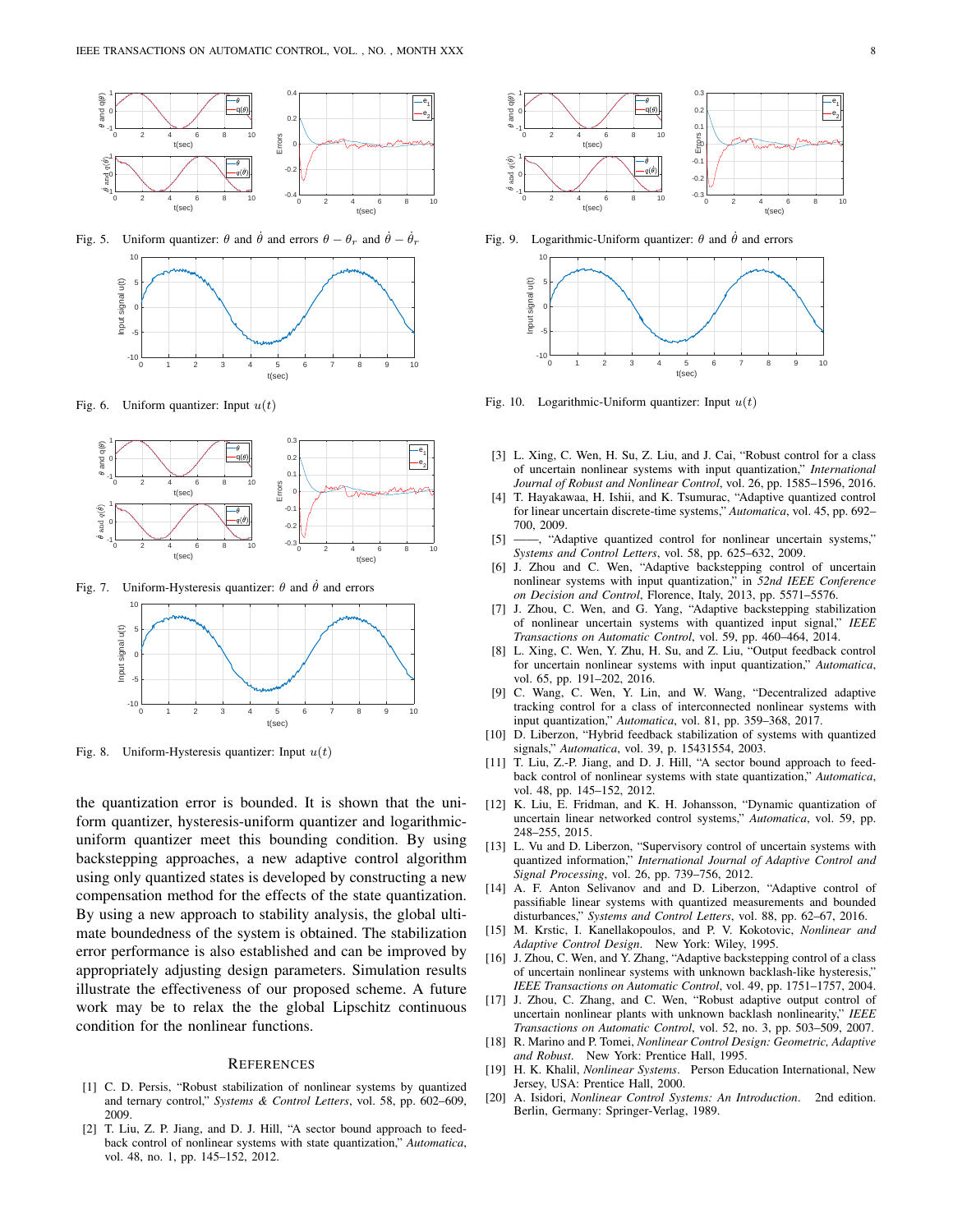t(sec)

Fig. 5. Uniform quantizer: $\theta$ and $\dot{\theta}$ and errors $\theta - \theta_r$ and $\dot{\theta} - \dot{\theta}_r$

Fig. 6. Uniform quantizer: Input $u(t)$

Fig. 7. Uniform-Hysteresis quantizer: $\theta$ and $\dot{\theta}$ and errors

Fig. 8. Uniform-Hysteresis quantizer: Input $u(t)$

the quantization error is bounded. It is shown that the uniform quantizer, hysteresis-uniform quantizer and logarithmic-uniform quantizer meet this bounding condition. By using backstepping approaches, a new adaptive control algorithm using only quantized states is developed by constructing a new compensation method for the effects of the state quantization. By using a new approach to stability analysis, the global ultimate boundedness of the system is obtained. The stabilization error performance is also established and can be improved by appropriately adjusting design parameters. Simulation results illustrate the effectiveness of our proposed scheme. A future work may be to relax the the global Lipschitz continuous condition for the nonlinear functions.

Fig. 9. Logarithmic-Uniform quantizer: $\theta$ and $\dot{\theta}$ and errors

Fig. 10. Logarithmic-Uniform quantizer: Input $u(t)$

## References

[1] C. D. Persis, "Robust stabilization of nonlinear systems by quantized and ternary control," *Systems & Control Letters*, vol. 58, pp. 602–609, 2009.

[2] T. Liu, Z. P. Jiang, and D. J. Hill, "A sector bound approach to feedback control of nonlinear systems with state quantization," *Automatica*, vol. 48, no. 1, pp. 145–152, 2012.

[3] L. Xing, C. Wen, H. Su, Z. Liu, and J. Cai, "Robust control for a class of uncertain nonlinear systems with input quantization," *International Journal of Robust and Nonlinear Control*, vol. 26, pp. 1585–1596, 2016.

[4] T. Hayakawaa, H. Ishii, and K. Tsumurac, "Adaptive quantized control for linear uncertain discrete-time systems," *Automatica*, vol. 45, pp. 692–700, 2009.

[5] ——, "Adaptive quantized control for nonlinear uncertain systems," *Systems and Control Letters*, vol. 58, pp. 625–632, 2009.

[6] J. Zhou and C. Wen, "Adaptive backstepping control of uncertain nonlinear systems with input quantization," in *52nd IEEE Conference on Decision and Control*, Florence, Italy, 2013, pp. 5571–5576.

[7] J. Zhou, C. Wen, and G. Yang, "Adaptive backstepping stabilization of nonlinear uncertain systems with quantized input signal," *IEEE Transactions on Automatic Control*, vol. 59, pp. 460–464, 2014.

[8] L. Xing, C. Wen, Y. Zhu, H. Su, and Z. Liu, "Output feedback control for uncertain nonlinear systems with input quantization," *Automatica*, vol. 65, pp. 191–202, 2016.

[9] C. Wang, C. Wen, Y. Lin, and W. Wang, "Decentralized adaptive tracking control for a class of interconnected nonlinear systems with input quantization," *Automatica*, vol. 81, pp. 359–368, 2017.

[10] D. Liberzon, "Hybrid feedback stabilization of systems with quantized signals," *Automatica*, vol. 39, p. 15431554, 2003.

[11] T. Liu, Z.-P. Jiang, and D. J. Hill, "A sector bound approach to feedback control of nonlinear systems with state quantization," *Automatica*, vol. 48, pp. 145–152, 2012.

[12] K. Liu, E. Fridman, and K. H. Johansson, "Dynamic quantization of uncertain linear networked control systems," *Automatica*, vol. 59, pp. 248–255, 2015.

[13] L. Vu and D. Liberzon, "Supervisory control of uncertain systems with quantized information," *International Journal of Adaptive Control and Signal Processing*, vol. 26, pp. 739–756, 2012.

[14] A. F. Anton Selivanov and and D. Liberzon, "Adaptive control of passifiable linear systems with quantized measurements and bounded disturbances," *Systems and Control Letters*, vol. 88, pp. 62–67, 2016.

[15] M. Krstic, I. Kanellakopoulos, and P. V. Kokotovic, *Nonlinear and Adaptive Control Design*. New York: Wiley, 1995.

[16] J. Zhou, C. Wen, and Y. Zhang, "Adaptive backstepping control of a class of uncertain nonlinear systems with unknown backlash-like hysteresis," *IEEE Transactions on Automatic Control*, vol. 49, pp. 1751–1757, 2004.

[17] J. Zhou, C. Zhang, and C. Wen, "Robust adaptive output control of uncertain nonlinear plants with unknown backlash nonlinearity," *IEEE Transactions on Automatic Control*, vol. 52, no. 3, pp. 503–509, 2007.

[18] R. Marino and P. Tomei, *Nonlinear Control Design: Geometric, Adaptive and Robust*. New York: Prentice Hall, 1995.

[19] H. K. Khalil, *Nonlinear Systems*. Person Education International, New Jersey, USA: Prentice Hall, 2000.

[20] A. Isidori, *Nonlinear Control Systems: An Introduction*. 2nd edition. Berlin, Germany: Springer-Verlag, 1989.